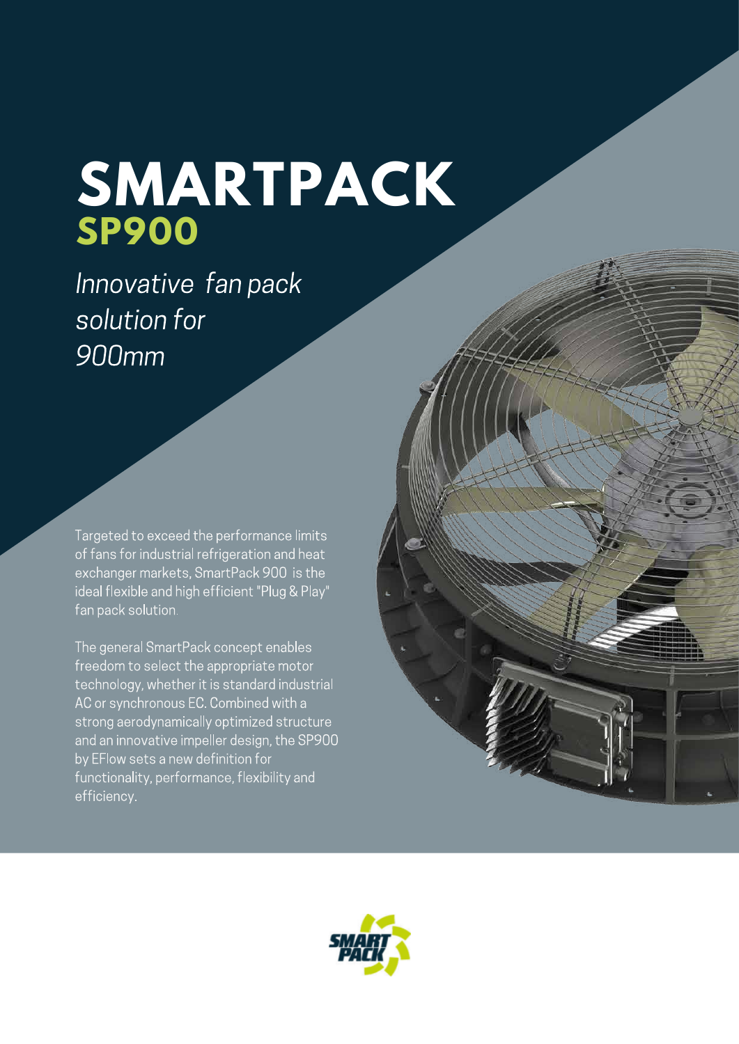# SMARTPACK
## SP900

*Innovative fan pack solution for 900mm*

Targeted to exceed the performance limits of fans for industrial refrigeration and heat exchanger markets, SmartPack 900 is the ideal flexible and high efficient "Plug & Play" fan pack solution.

The general SmartPack concept enables freedom to select the appropriate motor technology, whether it is standard industrial AC or synchronous EC. Combined with a strong aerodynamically optimized structure and an innovative impeller design, the SP900 by EFlow sets a new definition for functionality, performance, flexibility and efficiency.

SMART PACK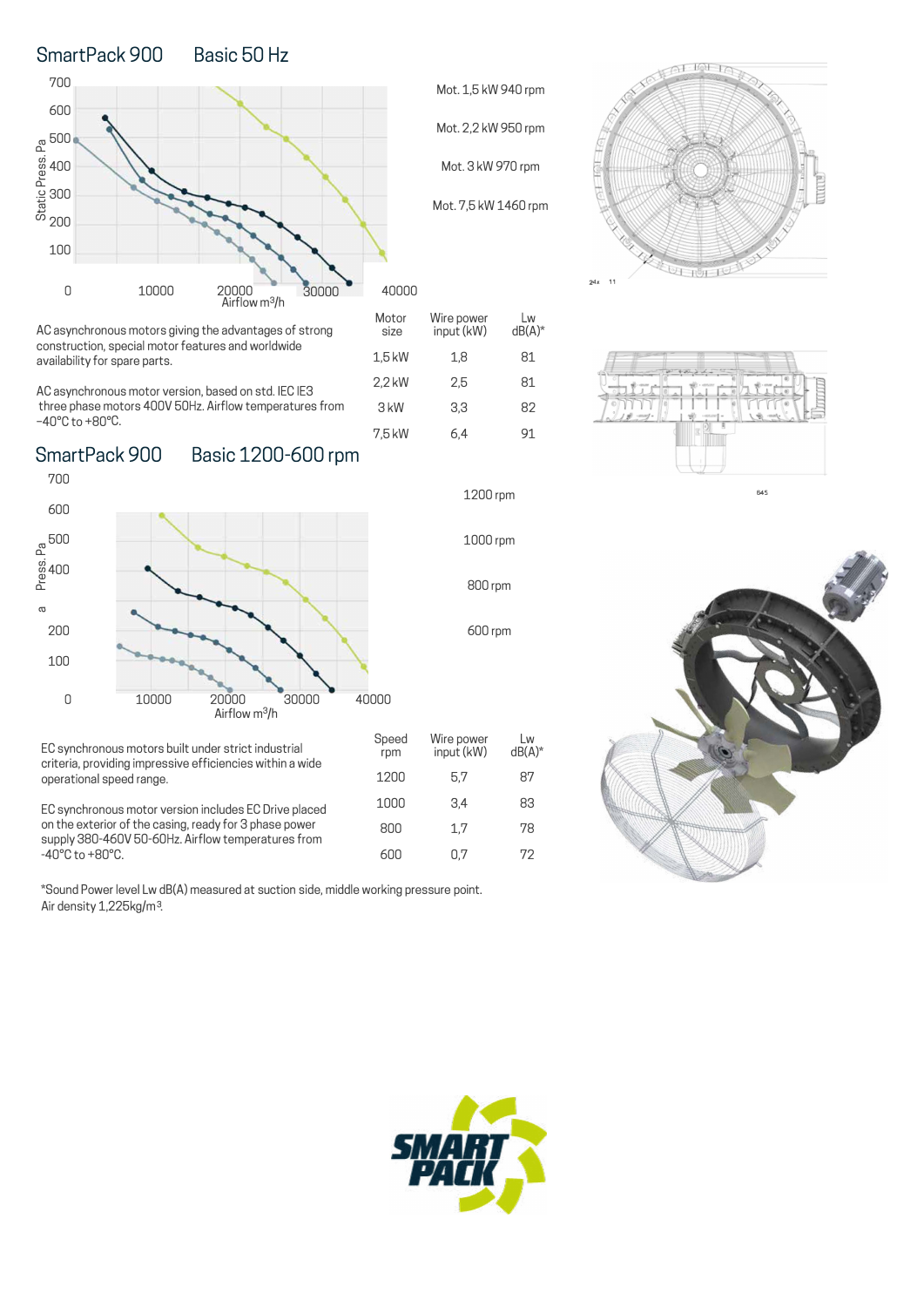## SmartPack 900 Basic 50 Hz

700
600
500
400
300
200
100
0
Static Press. Pa
10000
20000
30000
40000
Airflow m³/h

Mot. 1,5 kW 940 rpm

Mot. 2,2 kW 950 rpm

Mot. 3 kW 970 rpm

Mot. 7,5 kW 1460 rpm

AC asynchronous motors giving the advantages of strong construction, special motor features and worldwide availability for spare parts.

AC asynchronous motor version, based on std. IEC IE3 three phase motors 400V 50Hz. Airflow temperatures from −40°C to +80°C.

| Motor size | Wire power input (kW) | Lw dB(A)* |
|---|---|---|
| 1,5 kW | 1,8 | 81 |
| 2,2 kW | 2,5 | 81 |
| 3 kW | 3,3 | 82 |
| 7,5 kW | 6,4 | 91 |

## SmartPack 900 Basic 1200-600 rpm

700
600
500
400
200
100
0
Press. Pa
10000
20000
30000
40000
Airflow m³/h

1200 rpm

1000 rpm

800 rpm

600 rpm

EC synchronous motors built under strict industrial criteria, providing impressive efficiencies within a wide operational speed range.

EC synchronous motor version includes EC Drive placed on the exterior of the casing, ready for 3 phase power supply 380-460V 50-60Hz. Airflow temperatures from -40°C to +80°C.

| Speed rpm | Wire power input (kW) | Lw dB(A)* |
|---|---|---|
| 1200 | 5,7 | 87 |
| 1000 | 3,4 | 83 |
| 800 | 1,7 | 78 |
| 600 | 0,7 | 72 |

*Sound Power level Lw dB(A) measured at suction side, middle working pressure point. Air density 1,225kg/m³.

SMART PACK